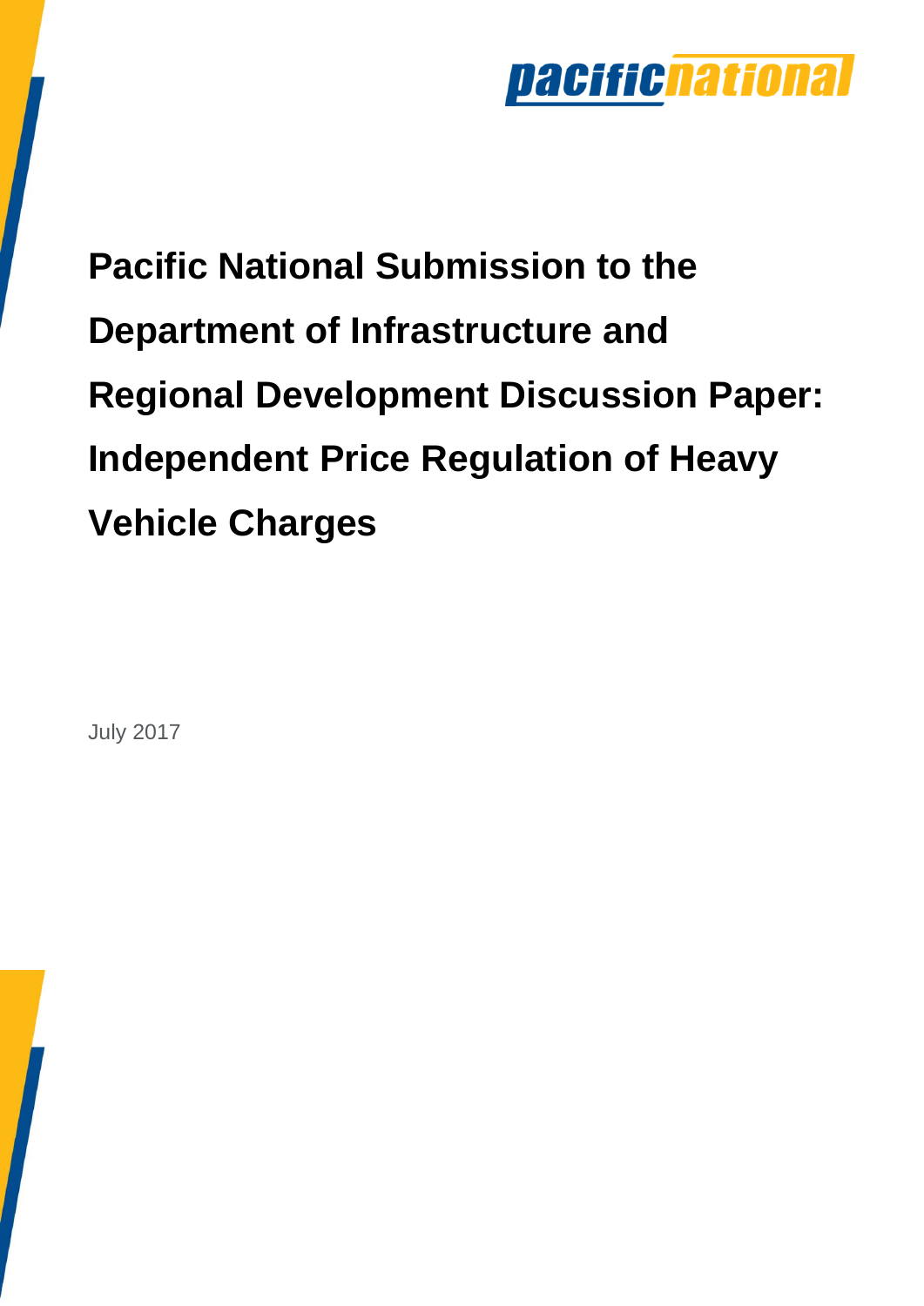pacific national

# Pacific National Submission to the Department of Infrastructure and Regional Development Discussion Paper: Independent Price Regulation of Heavy Vehicle Charges

July 2017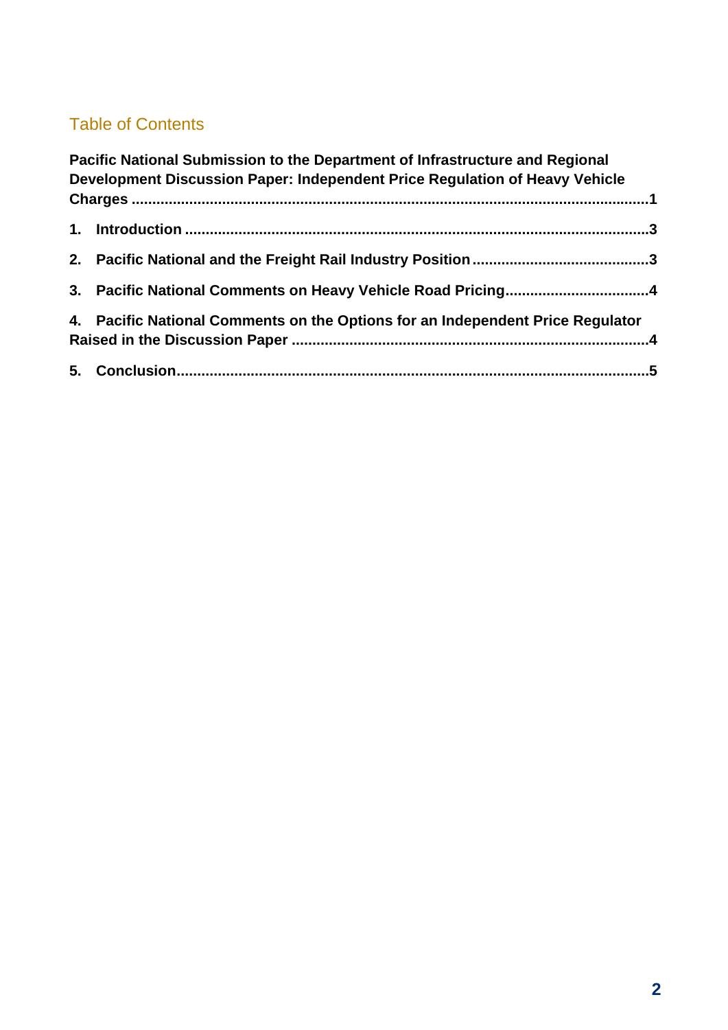## Table of Contents

**Pacific National Submission to the Department of Infrastructure and Regional Development Discussion Paper: Independent Price Regulation of Heavy Vehicle Charges** ....... 1

**1. Introduction** ....... 3

**2. Pacific National and the Freight Rail Industry Position** ....... 3

**3. Pacific National Comments on Heavy Vehicle Road Pricing** ....... 4

**4. Pacific National Comments on the Options for an Independent Price Regulator Raised in the Discussion Paper** ....... 4

**5. Conclusion** ....... 5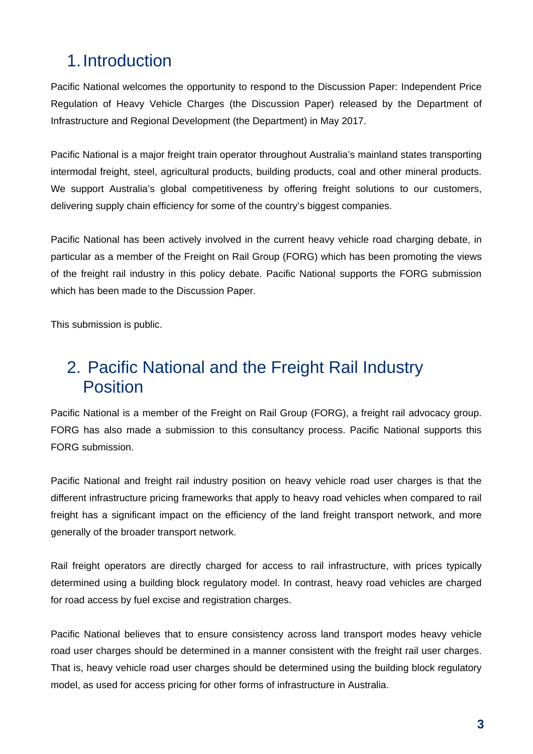# 1. Introduction

Pacific National welcomes the opportunity to respond to the Discussion Paper: Independent Price Regulation of Heavy Vehicle Charges (the Discussion Paper) released by the Department of Infrastructure and Regional Development (the Department) in May 2017.

Pacific National is a major freight train operator throughout Australia's mainland states transporting intermodal freight, steel, agricultural products, building products, coal and other mineral products. We support Australia's global competitiveness by offering freight solutions to our customers, delivering supply chain efficiency for some of the country's biggest companies.

Pacific National has been actively involved in the current heavy vehicle road charging debate, in particular as a member of the Freight on Rail Group (FORG) which has been promoting the views of the freight rail industry in this policy debate. Pacific National supports the FORG submission which has been made to the Discussion Paper.

This submission is public.

# 2. Pacific National and the Freight Rail Industry Position

Pacific National is a member of the Freight on Rail Group (FORG), a freight rail advocacy group. FORG has also made a submission to this consultancy process. Pacific National supports this FORG submission.

Pacific National and freight rail industry position on heavy vehicle road user charges is that the different infrastructure pricing frameworks that apply to heavy road vehicles when compared to rail freight has a significant impact on the efficiency of the land freight transport network, and more generally of the broader transport network.

Rail freight operators are directly charged for access to rail infrastructure, with prices typically determined using a building block regulatory model. In contrast, heavy road vehicles are charged for road access by fuel excise and registration charges.

Pacific National believes that to ensure consistency across land transport modes heavy vehicle road user charges should be determined in a manner consistent with the freight rail user charges. That is, heavy vehicle road user charges should be determined using the building block regulatory model, as used for access pricing for other forms of infrastructure in Australia.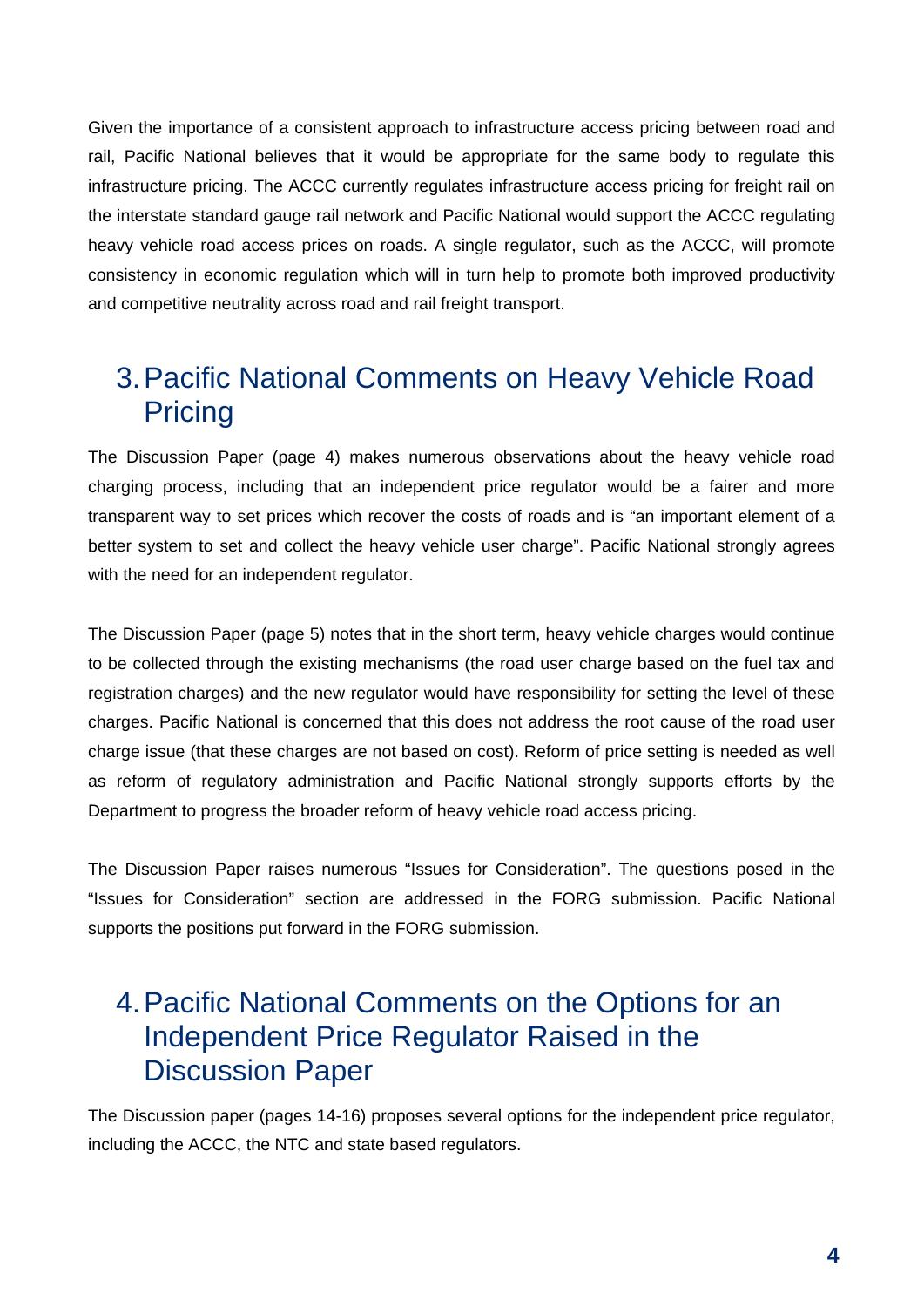Given the importance of a consistent approach to infrastructure access pricing between road and rail, Pacific National believes that it would be appropriate for the same body to regulate this infrastructure pricing. The ACCC currently regulates infrastructure access pricing for freight rail on the interstate standard gauge rail network and Pacific National would support the ACCC regulating heavy vehicle road access prices on roads. A single regulator, such as the ACCC, will promote consistency in economic regulation which will in turn help to promote both improved productivity and competitive neutrality across road and rail freight transport.

# 3. Pacific National Comments on Heavy Vehicle Road Pricing

The Discussion Paper (page 4) makes numerous observations about the heavy vehicle road charging process, including that an independent price regulator would be a fairer and more transparent way to set prices which recover the costs of roads and is "an important element of a better system to set and collect the heavy vehicle user charge". Pacific National strongly agrees with the need for an independent regulator.

The Discussion Paper (page 5) notes that in the short term, heavy vehicle charges would continue to be collected through the existing mechanisms (the road user charge based on the fuel tax and registration charges) and the new regulator would have responsibility for setting the level of these charges. Pacific National is concerned that this does not address the root cause of the road user charge issue (that these charges are not based on cost). Reform of price setting is needed as well as reform of regulatory administration and Pacific National strongly supports efforts by the Department to progress the broader reform of heavy vehicle road access pricing.

The Discussion Paper raises numerous "Issues for Consideration". The questions posed in the "Issues for Consideration" section are addressed in the FORG submission. Pacific National supports the positions put forward in the FORG submission.

# 4. Pacific National Comments on the Options for an Independent Price Regulator Raised in the Discussion Paper

The Discussion paper (pages 14-16) proposes several options for the independent price regulator, including the ACCC, the NTC and state based regulators.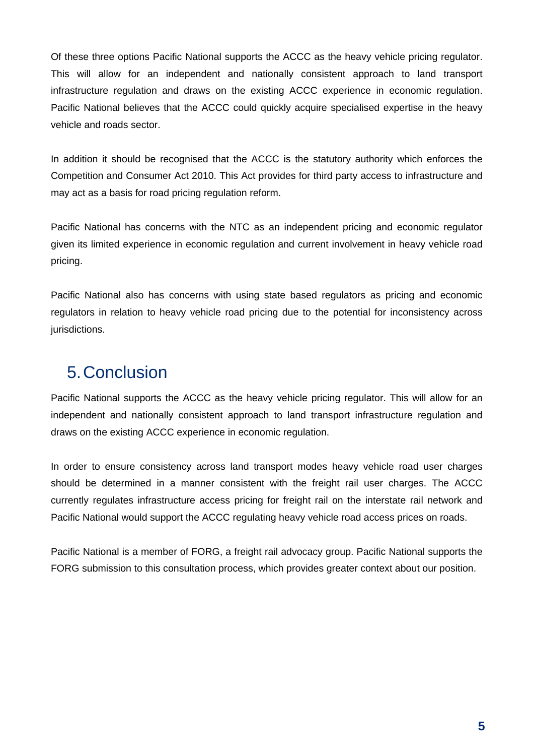Of these three options Pacific National supports the ACCC as the heavy vehicle pricing regulator. This will allow for an independent and nationally consistent approach to land transport infrastructure regulation and draws on the existing ACCC experience in economic regulation. Pacific National believes that the ACCC could quickly acquire specialised expertise in the heavy vehicle and roads sector.

In addition it should be recognised that the ACCC is the statutory authority which enforces the Competition and Consumer Act 2010. This Act provides for third party access to infrastructure and may act as a basis for road pricing regulation reform.

Pacific National has concerns with the NTC as an independent pricing and economic regulator given its limited experience in economic regulation and current involvement in heavy vehicle road pricing.

Pacific National also has concerns with using state based regulators as pricing and economic regulators in relation to heavy vehicle road pricing due to the potential for inconsistency across jurisdictions.

# 5. Conclusion

Pacific National supports the ACCC as the heavy vehicle pricing regulator. This will allow for an independent and nationally consistent approach to land transport infrastructure regulation and draws on the existing ACCC experience in economic regulation.

In order to ensure consistency across land transport modes heavy vehicle road user charges should be determined in a manner consistent with the freight rail user charges. The ACCC currently regulates infrastructure access pricing for freight rail on the interstate rail network and Pacific National would support the ACCC regulating heavy vehicle road access prices on roads.

Pacific National is a member of FORG, a freight rail advocacy group. Pacific National supports the FORG submission to this consultation process, which provides greater context about our position.